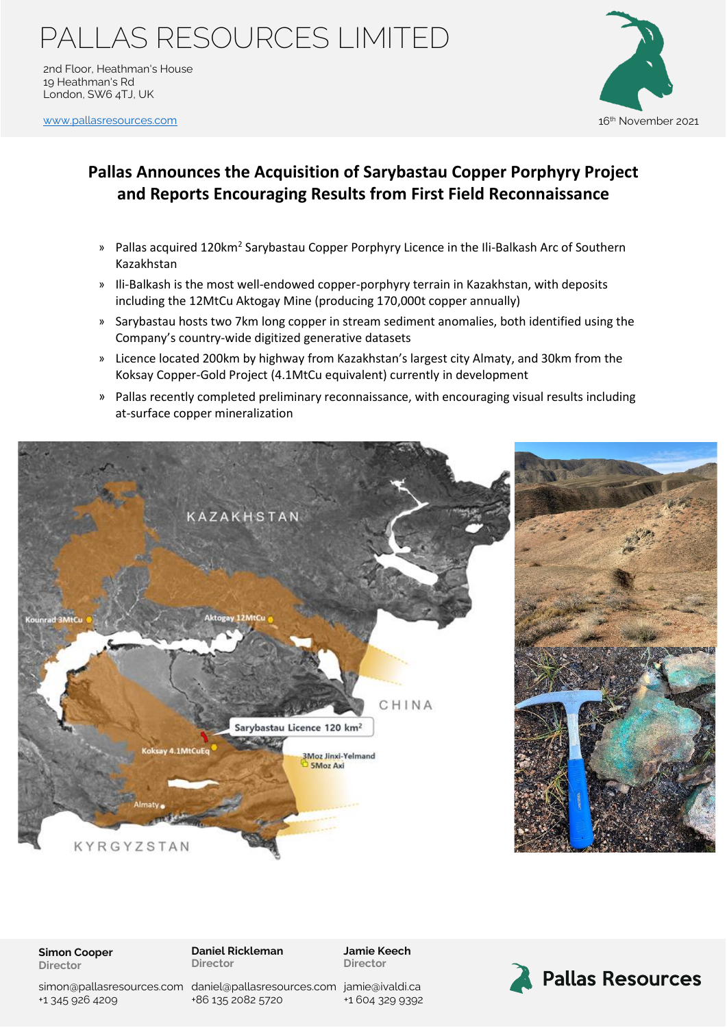# PALLAS RESOURCES LIMITED

2nd Floor, Heathman's House
19 Heathman's Rd
London, SW6 4TJ, UK

www.pallasresources.com

16th November 2021

## Pallas Announces the Acquisition of Sarybastau Copper Porphyry Project and Reports Encouraging Results from First Field Reconnaissance

- Pallas acquired 120km$^2$ Sarybastau Copper Porphyry Licence in the Ili-Balkash Arc of Southern Kazakhstan
- Ili-Balkash is the most well-endowed copper-porphyry terrain in Kazakhstan, with deposits including the 12MtCu Aktogay Mine (producing 170,000t copper annually)
- Sarybastau hosts two 7km long copper in stream sediment anomalies, both identified using the Company's country-wide digitized generative datasets
- Licence located 200km by highway from Kazakhstan's largest city Almaty, and 30km from the Koksay Copper-Gold Project (4.1MtCu equivalent) currently in development
- Pallas recently completed preliminary reconnaissance, with encouraging visual results including at-surface copper mineralization

**Simon Cooper**
Director
simon@pallasresources.com
+1 345 926 4209

**Daniel Rickleman**
Director
daniel@pallasresources.com
+86 135 2082 5720

**Jamie Keech**
Director
jamie@ivaldi.ca
+1 604 329 9392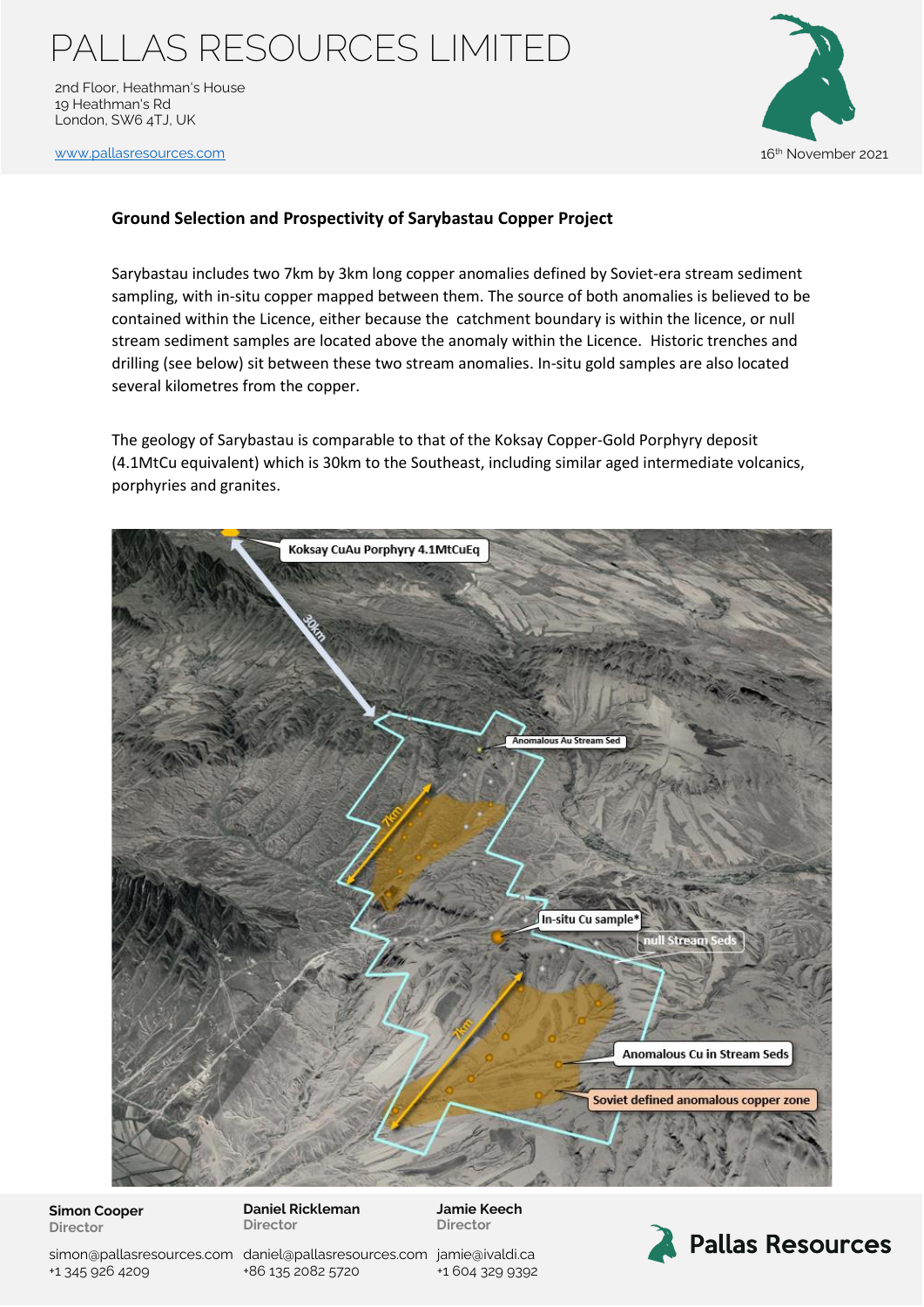**Ground Selection and Prospectivity of Sarybastau Copper Project**

Sarybastau includes two 7km by 3km long copper anomalies defined by Soviet-era stream sediment sampling, with in-situ copper mapped between them. The source of both anomalies is believed to be contained within the Licence, either because the catchment boundary is within the licence, or null stream sediment samples are located above the anomaly within the Licence. Historic trenches and drilling (see below) sit between these two stream anomalies. In-situ gold samples are also located several kilometres from the copper.

The geology of Sarybastau is comparable to that of the Koksay Copper-Gold Porphyry deposit (4.1MtCu equivalent) which is 30km to the Southeast, including similar aged intermediate volcanics, porphyries and granites.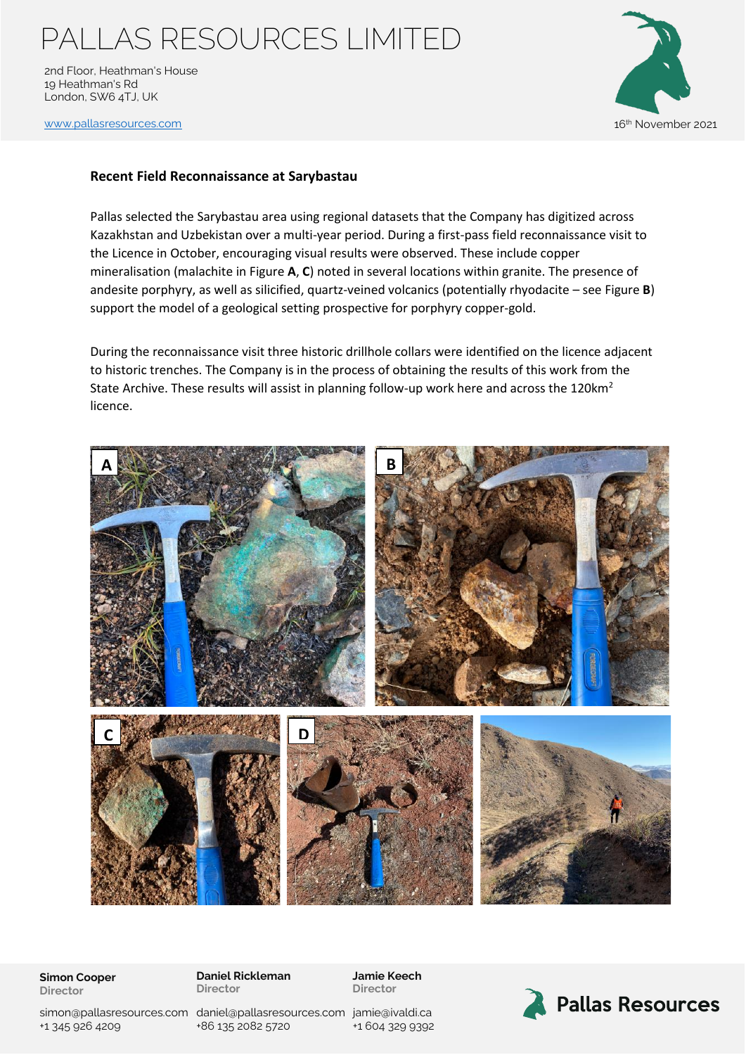# PALLAS RESOURCES LIMITED

2nd Floor, Heathman's House
19 Heathman's Rd
London, SW6 4TJ, UK

www.pallasresources.com

16th November 2021

**Recent Field Reconnaissance at Sarybastau**

Pallas selected the Sarybastau area using regional datasets that the Company has digitized across Kazakhstan and Uzbekistan over a multi-year period. During a first-pass field reconnaissance visit to the Licence in October, encouraging visual results were observed. These include copper mineralisation (malachite in Figure **A**, **C**) noted in several locations within granite. The presence of andesite porphyry, as well as silicified, quartz-veined volcanics (potentially rhyodacite – see Figure **B**) support the model of a geological setting prospective for porphyry copper-gold.

During the reconnaissance visit three historic drillhole collars were identified on the licence adjacent to historic trenches. The Company is in the process of obtaining the results of this work from the State Archive. These results will assist in planning follow-up work here and across the 120km$^2$ licence.

A

B

C

D

**Simon Cooper**
Director
simon@pallasresources.com
+1 345 926 4209

**Daniel Rickleman**
Director
daniel@pallasresources.com
+86 135 2082 5720

**Jamie Keech**
Director
jamie@ivaldi.ca
+1 604 329 9392

Pallas Resources